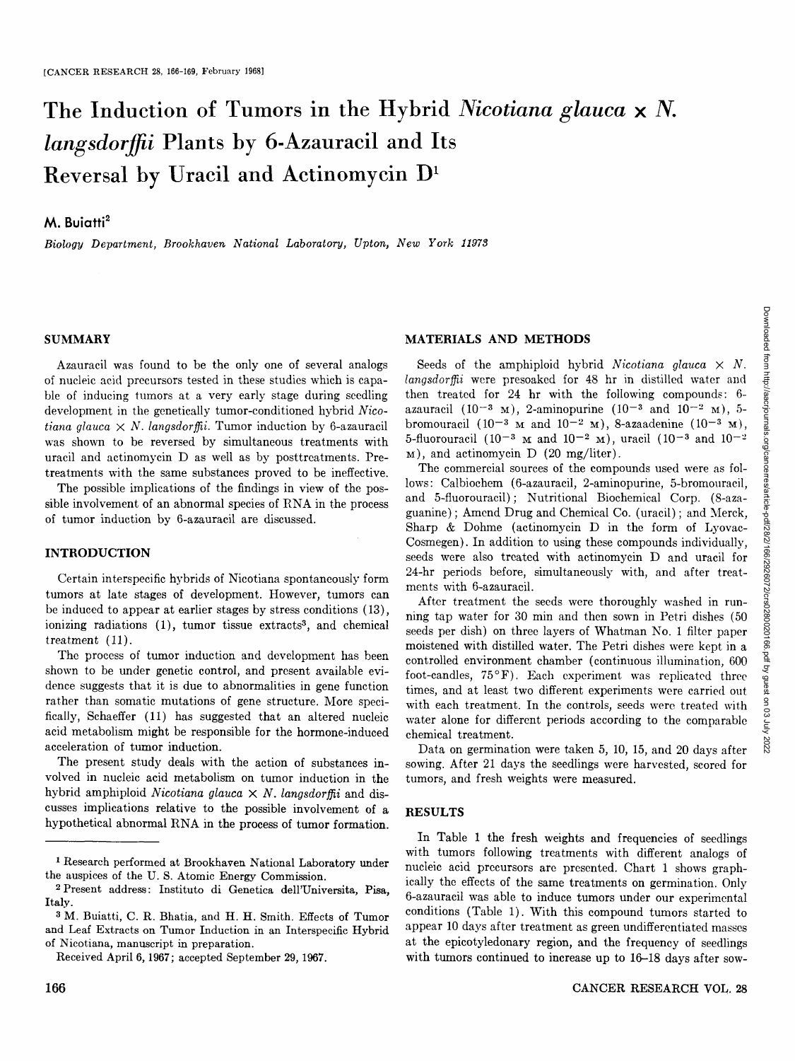# The Induction of Tumors in the Hybrid *Nicotiana glauca* × *N. langsdorffii* Plants by 6-Azauracil and Its Reversal by Uracil and Actinomycin D[1]

**M. Buiatti**[2]

*Biology Department, Brookhaven National Laboratory, Upton, New York 11973*

## SUMMARY

Azauracil was found to be the only one of several analogs of nucleic acid precursors tested in these studies which is capable of inducing tumors at a very early stage during seedling development in the genetically tumor-conditioned hybrid *Nicotiana glauca* × *N. langsdorffii*. Tumor induction by 6-azauracil was shown to be reversed by simultaneous treatments with uracil and actinomycin D as well as by posttreatments. Pretreatments with the same substances proved to be ineffective.

The possible implications of the findings in view of the possible involvement of an abnormal species of RNA in the process of tumor induction by 6-azauracil are discussed.

## INTRODUCTION

Certain interspecific hybrids of Nicotiana spontaneously form tumors at late stages of development. However, tumors can be induced to appear at earlier stages by stress conditions (13), ionizing radiations (1), tumor tissue extracts[3], and chemical treatment (11).

The process of tumor induction and development has been shown to be under genetic control, and present available evidence suggests that it is due to abnormalities in gene function rather than somatic mutations of gene structure. More specifically, Schaeffer (11) has suggested that an altered nucleic acid metabolism might be responsible for the hormone-induced acceleration of tumor induction.

The present study deals with the action of substances involved in nucleic acid metabolism on tumor induction in the hybrid amphiploid *Nicotiana glauca* × *N. langsdorffii* and discusses implications relative to the possible involvement of a hypothetical abnormal RNA in the process of tumor formation.

[1] Research performed at Brookhaven National Laboratory under the auspices of the U. S. Atomic Energy Commission.

[2] Present address: Instituto di Genetica dell'Universita, Pisa, Italy.

[3] M. Buiatti, C. R. Bhatia, and H. H. Smith. Effects of Tumor and Leaf Extracts on Tumor Induction in an Interspecific Hybrid of Nicotiana, manuscript in preparation.

Received April 6, 1967; accepted September 29, 1967.

## MATERIALS AND METHODS

Seeds of the amphiploid hybrid *Nicotiana glauca* × *N. langsdorffii* were presoaked for 48 hr in distilled water and then treated for 24 hr with the following compounds: 6-azauracil ($10^{-3}$ M), 2-aminopurine ($10^{-3}$ and $10^{-2}$ M), 5-bromouracil ($10^{-3}$ M and $10^{-2}$ M), 8-azaadenine ($10^{-3}$ M), 5-fluorouracil ($10^{-3}$ M and $10^{-2}$ M), uracil ($10^{-3}$ and $10^{-2}$ M), and actinomycin D (20 mg/liter).

The commercial sources of the compounds used were as follows: Calbiochem (6-azauracil, 2-aminopurine, 5-bromouracil, and 5-fluorouracil); Nutritional Biochemical Corp. (8-azaguanine); Amend Drug and Chemical Co. (uracil); and Merck, Sharp & Dohme (actinomycin D in the form of Lyovac-Cosmegen). In addition to using these compounds individually, seeds were also treated with actinomycin D and uracil for 24-hr periods before, simultaneously with, and after treatments with 6-azauracil.

After treatment the seeds were thoroughly washed in running tap water for 30 min and then sown in Petri dishes (50 seeds per dish) on three layers of Whatman No. 1 filter paper moistened with distilled water. The Petri dishes were kept in a controlled environment chamber (continuous illumination, 600 foot-candles, 75°F). Each experiment was replicated three times, and at least two different experiments were carried out with each treatment. In the controls, seeds were treated with water alone for different periods according to the comparable chemical treatment.

Data on germination were taken 5, 10, 15, and 20 days after sowing. After 21 days the seedlings were harvested, scored for tumors, and fresh weights were measured.

## RESULTS

In Table 1 the fresh weights and frequencies of seedlings with tumors following treatments with different analogs of nucleic acid precursors are presented. Chart 1 shows graphically the effects of the same treatments on germination. Only 6-azauracil was able to induce tumors under our experimental conditions (Table 1). With this compound tumors started to appear 10 days after treatment as green undifferentiated masses at the epicotyledonary region, and the frequency of seedlings with tumors continued to increase up to 16–18 days after sow-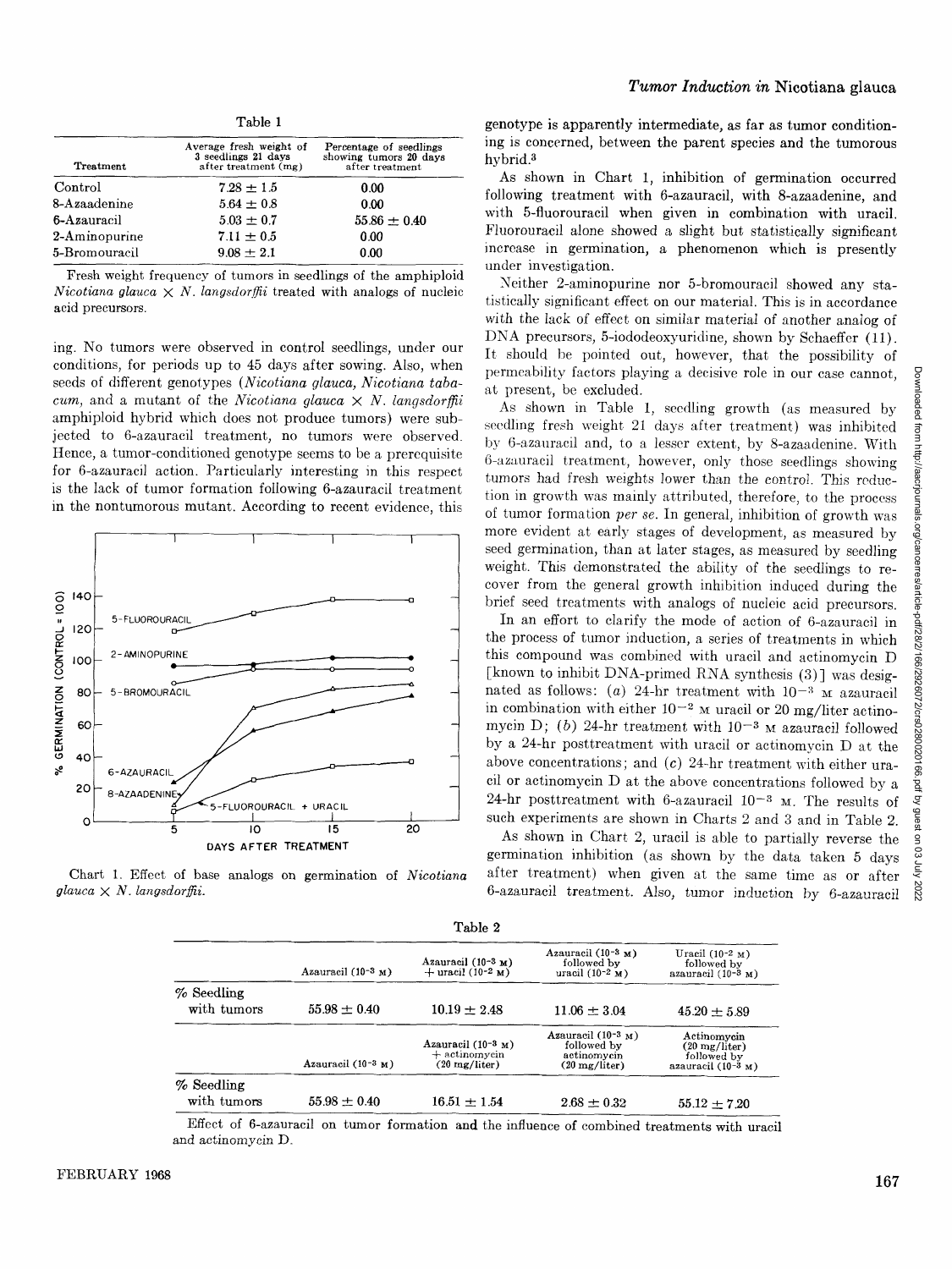Table 1

| Treatment | Average fresh weight of 3 seedlings 21 days after treatment (mg) | Percentage of seedlings showing tumors 20 days after treatment |
|---|---|---|
| Control | 7.28 ± 1.5 | 0.00 |
| 8-Azaadenine | 5.64 ± 0.8 | 0.00 |
| 6-Azauracil | 5.03 ± 0.7 | 55.86 ± 0.40 |
| 2-Aminopurine | 7.11 ± 0.5 | 0.00 |
| 5-Bromouracil | 9.08 ± 2.1 | 0.00 |

Fresh weight frequency of tumors in seedlings of the amphiploid *Nicotiana glauca* × *N. langsdorffii* treated with analogs of nucleic acid precursors.

ing. No tumors were observed in control seedlings, under our conditions, for periods up to 45 days after sowing. Also, when seeds of different genotypes (*Nicotiana glauca*, *Nicotiana tabacum*, and a mutant of the *Nicotiana glauca* × *N. langsdorffii* amphiploid hybrid which does not produce tumors) were subjected to 6-azauracil treatment, no tumors were observed. Hence, a tumor-conditioned genotype seems to be a prerequisite for 6-azauracil action. Particularly interesting in this respect is the lack of tumor formation following 6-azauracil treatment in the nontumorous mutant. According to recent evidence, this genotype is apparently intermediate, as far as tumor conditioning is concerned, between the parent species and the tumorous hybrid.[3]

Chart 1. Effect of base analogs on germination of *Nicotiana glauca* × *N. langsdorffii*.

As shown in Chart 1, inhibition of germination occurred following treatment with 6-azauracil, with 8-azaadenine, and with 5-fluorouracil when given in combination with uracil. Fluorouracil alone showed a slight but statistically significant increase in germination, a phenomenon which is presently under investigation.

Neither 2-aminopurine nor 5-bromouracil showed any statistically significant effect on our material. This is in accordance with the lack of effect on similar material of another analog of DNA precursors, 5-iododeoxyuridine, shown by Schaeffer (11). It should be pointed out, however, that the possibility of permeability factors playing a decisive role in our case cannot, at present, be excluded.

As shown in Table 1, seedling growth (as measured by seedling fresh weight 21 days after treatment) was inhibited by 6-azauracil and, to a lesser extent, by 8-azaadenine. With 6-azauracil treatment, however, only those seedlings showing tumors had fresh weights lower than the control. This reduction in growth was mainly attributed, therefore, to the process of tumor formation *per se*. In general, inhibition of growth was more evident at early stages of development, as measured by seed germination, than at later stages, as measured by seedling weight. This demonstrated the ability of the seedlings to recover from the general growth inhibition induced during the brief seed treatments with analogs of nucleic acid precursors.

In an effort to clarify the mode of action of 6-azauracil in the process of tumor induction, a series of treatments in which this compound was combined with uracil and actinomycin D [known to inhibit DNA-primed RNA synthesis (3)] was designated as follows: (*a*) 24-hr treatment with $10^{-3}$ M azauracil in combination with either $10^{-2}$ M uracil or 20 mg/liter actinomycin D; (*b*) 24-hr treatment with $10^{-3}$ M azauracil followed by a 24-hr posttreatment with uracil or actinomycin D at the above concentrations; and (*c*) 24-hr treatment with either uracil or actinomycin D at the above concentrations followed by a 24-hr posttreatment with 6-azauracil $10^{-3}$ M. The results of such experiments are shown in Charts 2 and 3 and in Table 2.

As shown in Chart 2, uracil is able to partially reverse the germination inhibition (as shown by the data taken 5 days after treatment) when given at the same time as or after 6-azauracil treatment. Also, tumor induction by 6-azauracil

Table 2

| | Azauracil ($10^{-3}$ M) | Azauracil ($10^{-3}$ M) + uracil ($10^{-2}$ M) | Azauracil ($10^{-3}$ M) followed by uracil ($10^{-2}$ M) | Uracil ($10^{-2}$ M) followed by azauracil ($10^{-3}$ M) |
|---|---|---|---|---|
| % Seedling with tumors | 55.98 ± 0.40 | 10.19 ± 2.48 | 11.06 ± 3.04 | 45.20 ± 5.89 |
| | Azauracil ($10^{-3}$ M) | Azauracil ($10^{-3}$ M) + actinomycin (20 mg/liter) | Azauracil ($10^{-3}$ M) followed by actinomycin (20 mg/liter) | Actinomycin (20 mg/liter) followed by azauracil ($10^{-3}$ M) |
| % Seedling with tumors | 55.98 ± 0.40 | 16.51 ± 1.54 | 2.68 ± 0.32 | 55.12 ± 7.20 |

Effect of 6-azauracil on tumor formation and the influence of combined treatments with uracil and actinomycin D.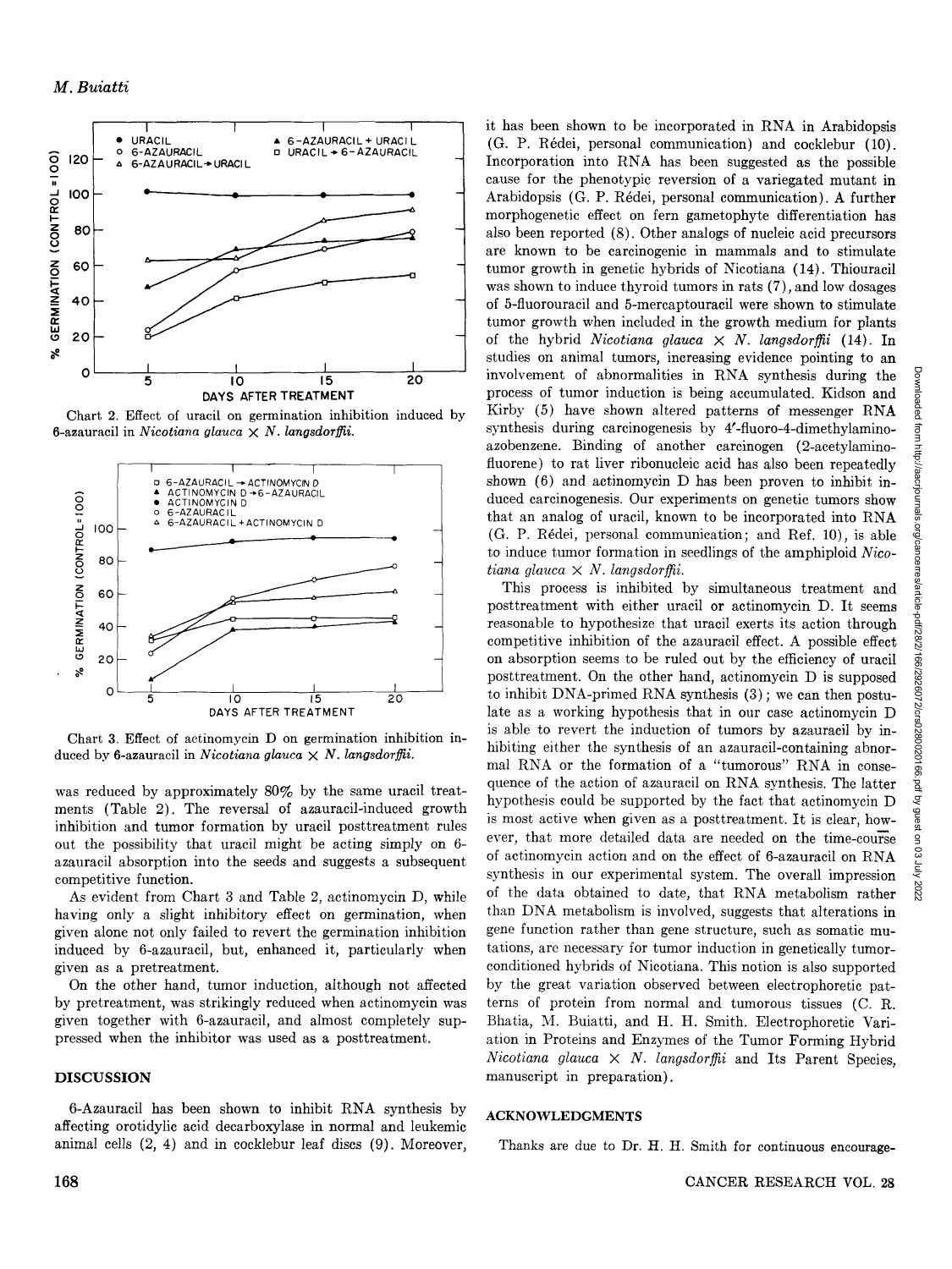Chart 2. Effect of uracil on germination inhibition induced by 6-azauracil in *Nicotiana glauca* × *N. langsdorffii*.

Chart 3. Effect of actinomycin D on germination inhibition induced by 6-azauracil in *Nicotiana glauca* × *N. langsdorffii*.

was reduced by approximately 80% by the same uracil treatments (Table 2). The reversal of azauracil-induced growth inhibition and tumor formation by uracil posttreatment rules out the possibility that uracil might be acting simply on 6-azauracil absorption into the seeds and suggests a subsequent competitive function.

As evident from Chart 3 and Table 2, actinomycin D, while having only a slight inhibitory effect on germination, when given alone not only failed to revert the germination inhibition induced by 6-azauracil, but, enhanced it, particularly when given as a pretreatment.

On the other hand, tumor induction, although not affected by pretreatment, was strikingly reduced when actinomycin was given together with 6-azauracil, and almost completely suppressed when the inhibitor was used as a posttreatment.

## DISCUSSION

6-Azauracil has been shown to inhibit RNA synthesis by affecting orotidylic acid decarboxylase in normal and leukemic animal cells (2, 4) and in cocklebur leaf discs (9). Moreover, it has been shown to be incorporated in RNA in Arabidopsis (G. P. Rédei, personal communication) and cocklebur (10). Incorporation into RNA has been suggested as the possible cause for the phenotypic reversion of a variegated mutant in Arabidopsis (G. P. Rédei, personal communication). A further morphogenetic effect on fern gametophyte differentiation has also been reported (8). Other analogs of nucleic acid precursors are known to be carcinogenic in mammals and to stimulate tumor growth in genetic hybrids of Nicotiana (14). Thiouracil was shown to induce thyroid tumors in rats (7), and low dosages of 5-fluorouracil and 5-mercaptouracil were shown to stimulate tumor growth when included in the growth medium for plants of the hybrid *Nicotiana glauca* × *N. langsdorffii* (14). In studies on animal tumors, increasing evidence pointing to an involvement of abnormalities in RNA synthesis during the process of tumor induction is being accumulated. Kidson and Kirby (5) have shown altered patterns of messenger RNA synthesis during carcinogenesis by 4′-fluoro-4-dimethylaminoazobenzene. Binding of another carcinogen (2-acetylaminofluorene) to rat liver ribonucleic acid has also been repeatedly shown (6) and actinomycin D has been proven to inhibit induced carcinogenesis. Our experiments on genetic tumors show that an analog of uracil, known to be incorporated into RNA (G. P. Rédei, personal communication; and Ref. 10), is able to induce tumor formation in seedlings of the amphiploid *Nicotiana glauca* × *N. langsdorffii*.

This process is inhibited by simultaneous treatment and posttreatment with either uracil or actinomycin D. It seems reasonable to hypothesize that uracil exerts its action through competitive inhibition of the azauracil effect. A possible effect on absorption seems to be ruled out by the efficiency of uracil posttreatment. On the other hand, actinomycin D is supposed to inhibit DNA-primed RNA synthesis (3); we can then postulate as a working hypothesis that in our case actinomycin D is able to revert the induction of tumors by azauracil by inhibiting either the synthesis of an azauracil-containing abnormal RNA or the formation of a "tumorous" RNA in consequence of the action of azauracil on RNA synthesis. The latter hypothesis could be supported by the fact that actinomycin D is most active when given as a posttreatment. It is clear, however, that more detailed data are needed on the time-course of actinomycin action and on the effect of 6-azauracil on RNA synthesis in our experimental system. The overall impression of the data obtained to date, that RNA metabolism rather than DNA metabolism is involved, suggests that alterations in gene function rather than gene structure, such as somatic mutations, are necessary for tumor induction in genetically tumor-conditioned hybrids of Nicotiana. This notion is also supported by the great variation observed between electrophoretic patterns of protein from normal and tumorous tissues (C. R. Bhatia, M. Buiatti, and H. H. Smith. Electrophoretic Variation in Proteins and Enzymes of the Tumor Forming Hybrid *Nicotiana glauca* × *N. langsdorffii* and Its Parent Species, manuscript in preparation).

## ACKNOWLEDGMENTS

Thanks are due to Dr. H. H. Smith for continuous encourage-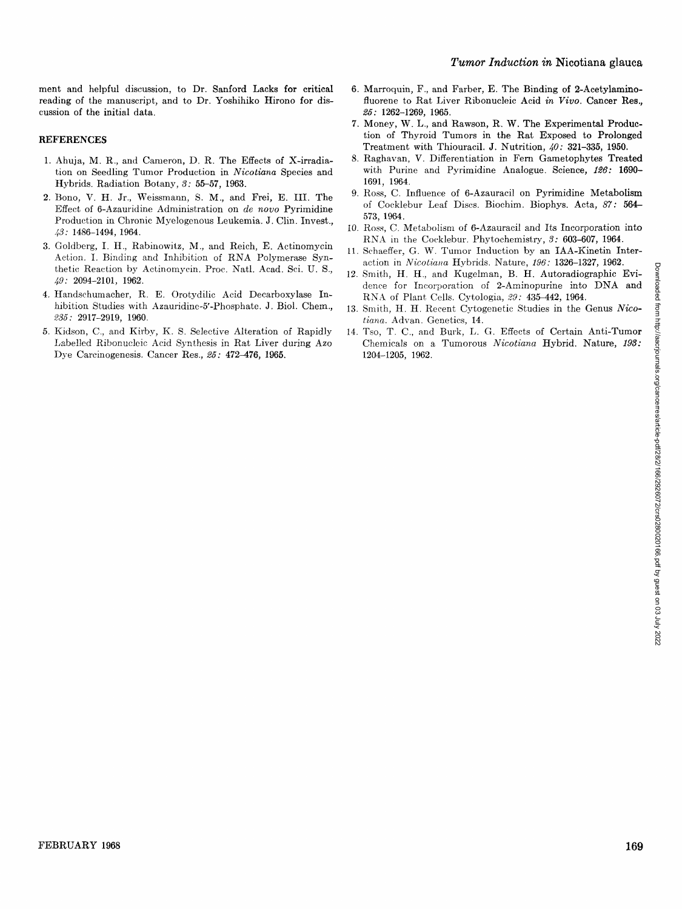ment and helpful discussion, to Dr. Sanford Lacks for critical reading of the manuscript, and to Dr. Yoshihiko Hirono for discussion of the initial data.

## REFERENCES

1. Ahuja, M. R., and Cameron, D. R. The Effects of X-irradiation on Seedling Tumor Production in *Nicotiana* Species and Hybrids. Radiation Botany, *3:* 55–57, 1963.
2. Bono, V. H. Jr., Weissmann, S. M., and Frei, E. III. The Effect of 6-Azauridine Administration on *de novo* Pyrimidine Production in Chronic Myelogenous Leukemia. J. Clin. Invest., *43:* 1486–1494, 1964.
3. Goldberg, I. H., Rabinowitz, M., and Reich, E. Actinomycin Action. I. Binding and Inhibition of RNA Polymerase Synthetic Reaction by Actinomycin. Proc. Natl. Acad. Sci. U. S., *49:* 2094–2101, 1962.
4. Handschumacher, R. E. Orotydilic Acid Decarboxylase Inhibition Studies with Azauridine-5′-Phosphate. J. Biol. Chem., *235:* 2917–2919, 1960.
5. Kidson, C., and Kirby, K. S. Selective Alteration of Rapidly Labelled Ribonucleic Acid Synthesis in Rat Liver during Azo Dye Carcinogenesis. Cancer Res., *25:* 472–476, 1965.
6. Marroquin, F., and Farber, E. The Binding of 2-Acetylaminofluorene to Rat Liver Ribonucleic Acid *in Vivo*. Cancer Res., *25:* 1262–1269, 1965.
7. Money, W. L., and Rawson, R. W. The Experimental Production of Thyroid Tumors in the Rat Exposed to Prolonged Treatment with Thiouracil. J. Nutrition, *40:* 321–335, 1950.
8. Raghavan, V. Differentiation in Fern Gametophytes Treated with Purine and Pyrimidine Analogue. Science, *126:* 1690–1691, 1964.
9. Ross, C. Influence of 6-Azauracil on Pyrimidine Metabolism of Cocklebur Leaf Discs. Biochim. Biophys. Acta, *87:* 564–573, 1964.
10. Ross, C. Metabolism of 6-Azauracil and Its Incorporation into RNA in the Cocklebur. Phytochemistry, *3:* 603–607, 1964.
11. Schaeffer, G. W. Tumor Induction by an IAA-Kinetin Interaction in *Nicotiana* Hybrids. Nature, *196:* 1326–1327, 1962.
12. Smith, H. H., and Kugelman, B. H. Autoradiographic Evidence for Incorporation of 2-Aminopurine into DNA and RNA of Plant Cells. Cytologia, *29:* 435–442, 1964.
13. Smith, H. H. Recent Cytogenetic Studies in the Genus *Nicotiana*. Advan. Genetics, 14.
14. Tso, T. C., and Burk, L. G. Effects of Certain Anti-Tumor Chemicals on a Tumorous *Nicotiana* Hybrid. Nature, *193:* 1204–1205, 1962.